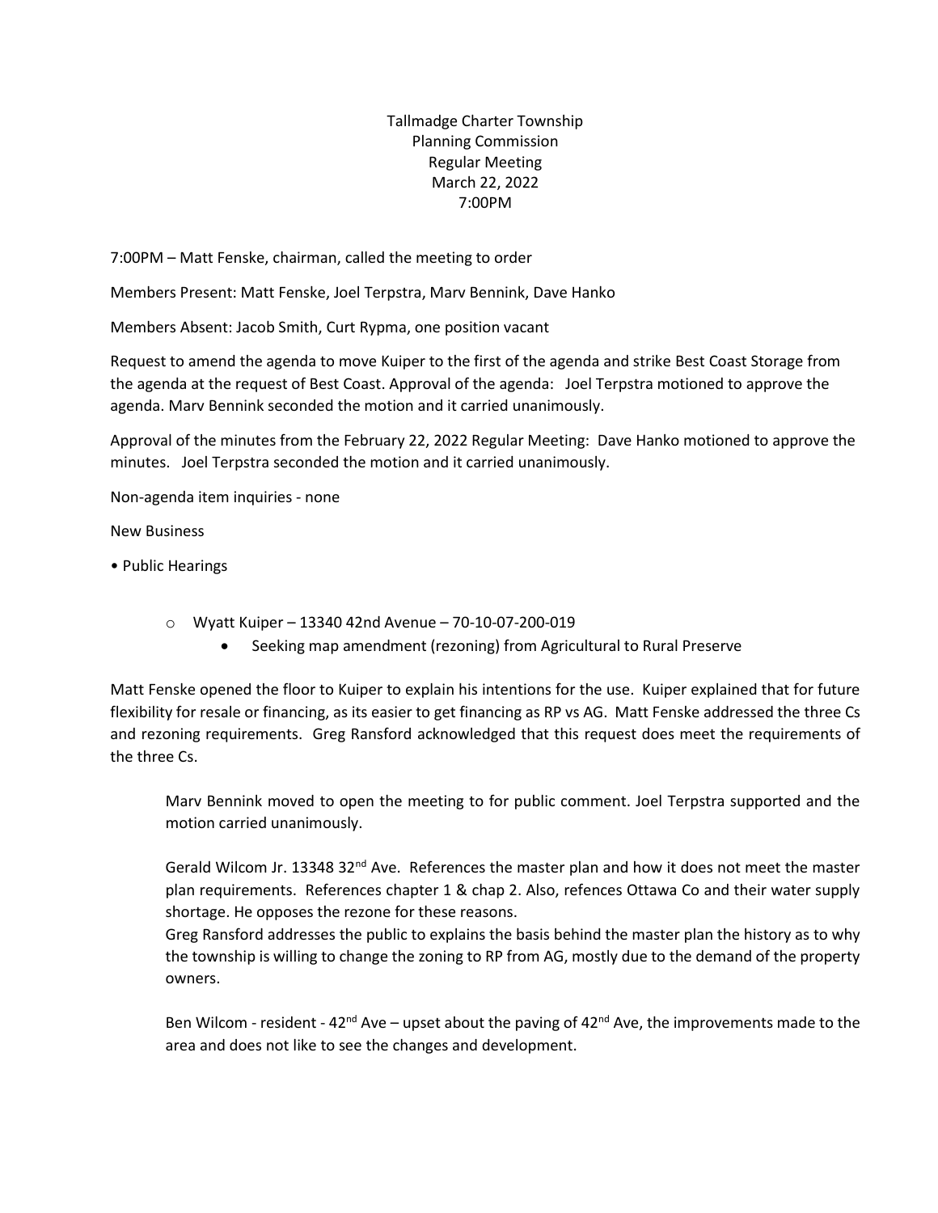Tallmadge Charter Township
Planning Commission
Regular Meeting
March 22, 2022
7:00PM

7:00PM – Matt Fenske, chairman, called the meeting to order

Members Present: Matt Fenske, Joel Terpstra, Marv Bennink, Dave Hanko

Members Absent: Jacob Smith, Curt Rypma, one position vacant

Request to amend the agenda to move Kuiper to the first of the agenda and strike Best Coast Storage from the agenda at the request of Best Coast. Approval of the agenda: Joel Terpstra motioned to approve the agenda. Marv Bennink seconded the motion and it carried unanimously.

Approval of the minutes from the February 22, 2022 Regular Meeting: Dave Hanko motioned to approve the minutes. Joel Terpstra seconded the motion and it carried unanimously.

Non-agenda item inquiries - none

New Business

- Public Hearings
  - Wyatt Kuiper – 13340 42nd Avenue – 70-10-07-200-019
    - Seeking map amendment (rezoning) from Agricultural to Rural Preserve

Matt Fenske opened the floor to Kuiper to explain his intentions for the use. Kuiper explained that for future flexibility for resale or financing, as its easier to get financing as RP vs AG. Matt Fenske addressed the three Cs and rezoning requirements. Greg Ransford acknowledged that this request does meet the requirements of the three Cs.

Marv Bennink moved to open the meeting to for public comment. Joel Terpstra supported and the motion carried unanimously.

Gerald Wilcom Jr. 13348 32nd Ave. References the master plan and how it does not meet the master plan requirements. References chapter 1 & chap 2. Also, refences Ottawa Co and their water supply shortage. He opposes the rezone for these reasons.
Greg Ransford addresses the public to explains the basis behind the master plan the history as to why the township is willing to change the zoning to RP from AG, mostly due to the demand of the property owners.

Ben Wilcom - resident - 42nd Ave – upset about the paving of 42nd Ave, the improvements made to the area and does not like to see the changes and development.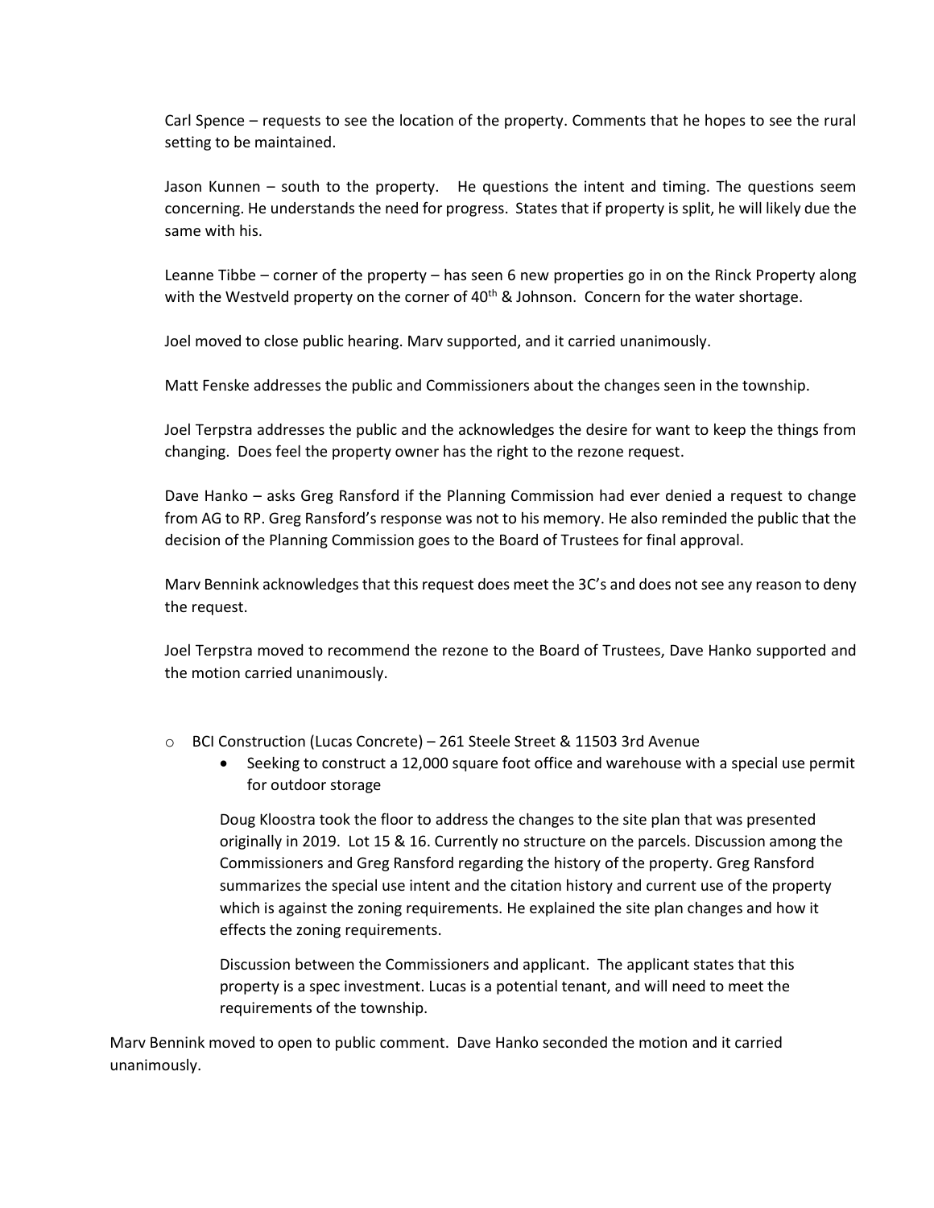Carl Spence – requests to see the location of the property. Comments that he hopes to see the rural setting to be maintained.

Jason Kunnen – south to the property. He questions the intent and timing. The questions seem concerning. He understands the need for progress. States that if property is split, he will likely due the same with his.

Leanne Tibbe – corner of the property – has seen 6 new properties go in on the Rinck Property along with the Westveld property on the corner of 40th & Johnson. Concern for the water shortage.

Joel moved to close public hearing. Marv supported, and it carried unanimously.

Matt Fenske addresses the public and Commissioners about the changes seen in the township.

Joel Terpstra addresses the public and the acknowledges the desire for want to keep the things from changing. Does feel the property owner has the right to the rezone request.

Dave Hanko – asks Greg Ransford if the Planning Commission had ever denied a request to change from AG to RP. Greg Ransford's response was not to his memory. He also reminded the public that the decision of the Planning Commission goes to the Board of Trustees for final approval.

Marv Bennink acknowledges that this request does meet the 3C's and does not see any reason to deny the request.

Joel Terpstra moved to recommend the rezone to the Board of Trustees, Dave Hanko supported and the motion carried unanimously.

- BCI Construction (Lucas Concrete) – 261 Steele Street & 11503 3rd Avenue
  - Seeking to construct a 12,000 square foot office and warehouse with a special use permit for outdoor storage

  Doug Kloostra took the floor to address the changes to the site plan that was presented originally in 2019. Lot 15 & 16. Currently no structure on the parcels. Discussion among the Commissioners and Greg Ransford regarding the history of the property. Greg Ransford summarizes the special use intent and the citation history and current use of the property which is against the zoning requirements. He explained the site plan changes and how it effects the zoning requirements.

  Discussion between the Commissioners and applicant. The applicant states that this property is a spec investment. Lucas is a potential tenant, and will need to meet the requirements of the township.

Marv Bennink moved to open to public comment. Dave Hanko seconded the motion and it carried unanimously.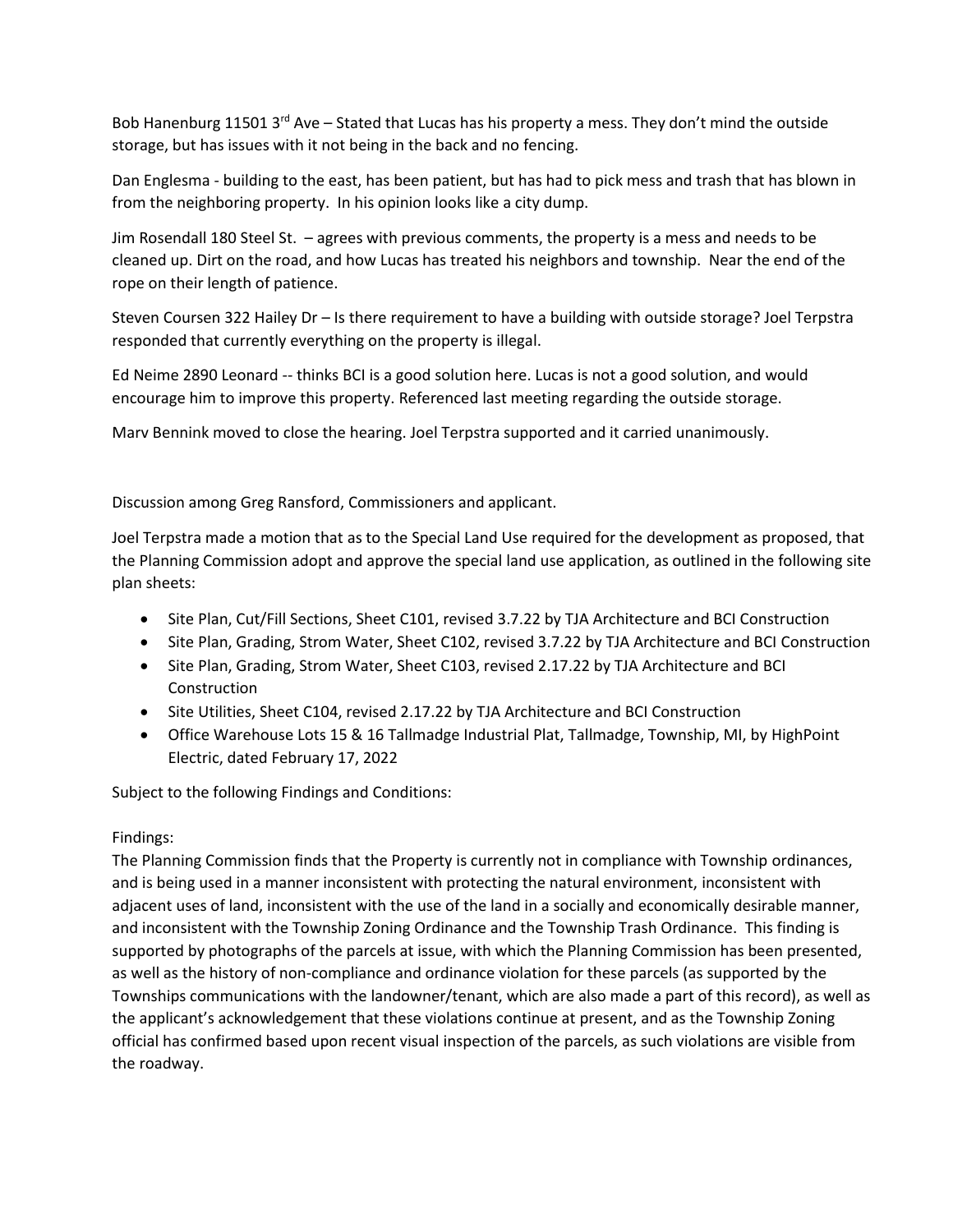Bob Hanenburg 11501 3rd Ave – Stated that Lucas has his property a mess. They don't mind the outside storage, but has issues with it not being in the back and no fencing.

Dan Englesma - building to the east, has been patient, but has had to pick mess and trash that has blown in from the neighboring property. In his opinion looks like a city dump.

Jim Rosendall 180 Steel St. – agrees with previous comments, the property is a mess and needs to be cleaned up. Dirt on the road, and how Lucas has treated his neighbors and township. Near the end of the rope on their length of patience.

Steven Coursen 322 Hailey Dr – Is there requirement to have a building with outside storage? Joel Terpstra responded that currently everything on the property is illegal.

Ed Neime 2890 Leonard -- thinks BCI is a good solution here. Lucas is not a good solution, and would encourage him to improve this property. Referenced last meeting regarding the outside storage.

Marv Bennink moved to close the hearing. Joel Terpstra supported and it carried unanimously.

Discussion among Greg Ransford, Commissioners and applicant.

Joel Terpstra made a motion that as to the Special Land Use required for the development as proposed, that the Planning Commission adopt and approve the special land use application, as outlined in the following site plan sheets:

- Site Plan, Cut/Fill Sections, Sheet C101, revised 3.7.22 by TJA Architecture and BCI Construction
- Site Plan, Grading, Strom Water, Sheet C102, revised 3.7.22 by TJA Architecture and BCI Construction
- Site Plan, Grading, Strom Water, Sheet C103, revised 2.17.22 by TJA Architecture and BCI Construction
- Site Utilities, Sheet C104, revised 2.17.22 by TJA Architecture and BCI Construction
- Office Warehouse Lots 15 & 16 Tallmadge Industrial Plat, Tallmadge, Township, MI, by HighPoint Electric, dated February 17, 2022

Subject to the following Findings and Conditions:

Findings:
The Planning Commission finds that the Property is currently not in compliance with Township ordinances, and is being used in a manner inconsistent with protecting the natural environment, inconsistent with adjacent uses of land, inconsistent with the use of the land in a socially and economically desirable manner, and inconsistent with the Township Zoning Ordinance and the Township Trash Ordinance. This finding is supported by photographs of the parcels at issue, with which the Planning Commission has been presented, as well as the history of non-compliance and ordinance violation for these parcels (as supported by the Townships communications with the landowner/tenant, which are also made a part of this record), as well as the applicant's acknowledgement that these violations continue at present, and as the Township Zoning official has confirmed based upon recent visual inspection of the parcels, as such violations are visible from the roadway.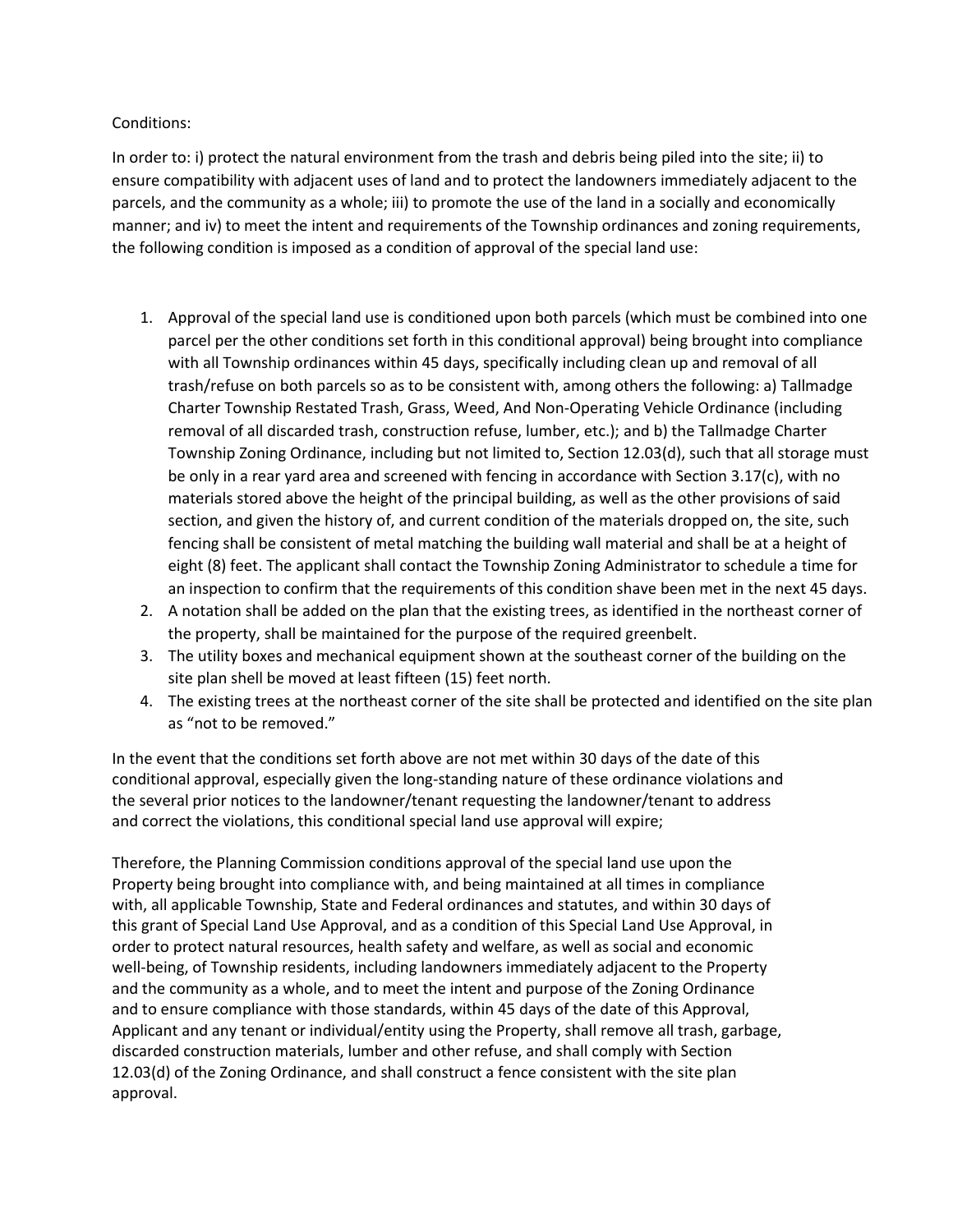Conditions:

In order to: i) protect the natural environment from the trash and debris being piled into the site; ii) to ensure compatibility with adjacent uses of land and to protect the landowners immediately adjacent to the parcels, and the community as a whole; iii) to promote the use of the land in a socially and economically manner; and iv) to meet the intent and requirements of the Township ordinances and zoning requirements, the following condition is imposed as a condition of approval of the special land use:

1. Approval of the special land use is conditioned upon both parcels (which must be combined into one parcel per the other conditions set forth in this conditional approval) being brought into compliance with all Township ordinances within 45 days, specifically including clean up and removal of all trash/refuse on both parcels so as to be consistent with, among others the following: a) Tallmadge Charter Township Restated Trash, Grass, Weed, And Non-Operating Vehicle Ordinance (including removal of all discarded trash, construction refuse, lumber, etc.); and b) the Tallmadge Charter Township Zoning Ordinance, including but not limited to, Section 12.03(d), such that all storage must be only in a rear yard area and screened with fencing in accordance with Section 3.17(c), with no materials stored above the height of the principal building, as well as the other provisions of said section, and given the history of, and current condition of the materials dropped on, the site, such fencing shall be consistent of metal matching the building wall material and shall be at a height of eight (8) feet. The applicant shall contact the Township Zoning Administrator to schedule a time for an inspection to confirm that the requirements of this condition shave been met in the next 45 days.
2. A notation shall be added on the plan that the existing trees, as identified in the northeast corner of the property, shall be maintained for the purpose of the required greenbelt.
3. The utility boxes and mechanical equipment shown at the southeast corner of the building on the site plan shell be moved at least fifteen (15) feet north.
4. The existing trees at the northeast corner of the site shall be protected and identified on the site plan as "not to be removed."

In the event that the conditions set forth above are not met within 30 days of the date of this conditional approval, especially given the long-standing nature of these ordinance violations and the several prior notices to the landowner/tenant requesting the landowner/tenant to address and correct the violations, this conditional special land use approval will expire;

Therefore, the Planning Commission conditions approval of the special land use upon the Property being brought into compliance with, and being maintained at all times in compliance with, all applicable Township, State and Federal ordinances and statutes, and within 30 days of this grant of Special Land Use Approval, and as a condition of this Special Land Use Approval, in order to protect natural resources, health safety and welfare, as well as social and economic well-being, of Township residents, including landowners immediately adjacent to the Property and the community as a whole, and to meet the intent and purpose of the Zoning Ordinance and to ensure compliance with those standards, within 45 days of the date of this Approval, Applicant and any tenant or individual/entity using the Property, shall remove all trash, garbage, discarded construction materials, lumber and other refuse, and shall comply with Section 12.03(d) of the Zoning Ordinance, and shall construct a fence consistent with the site plan approval.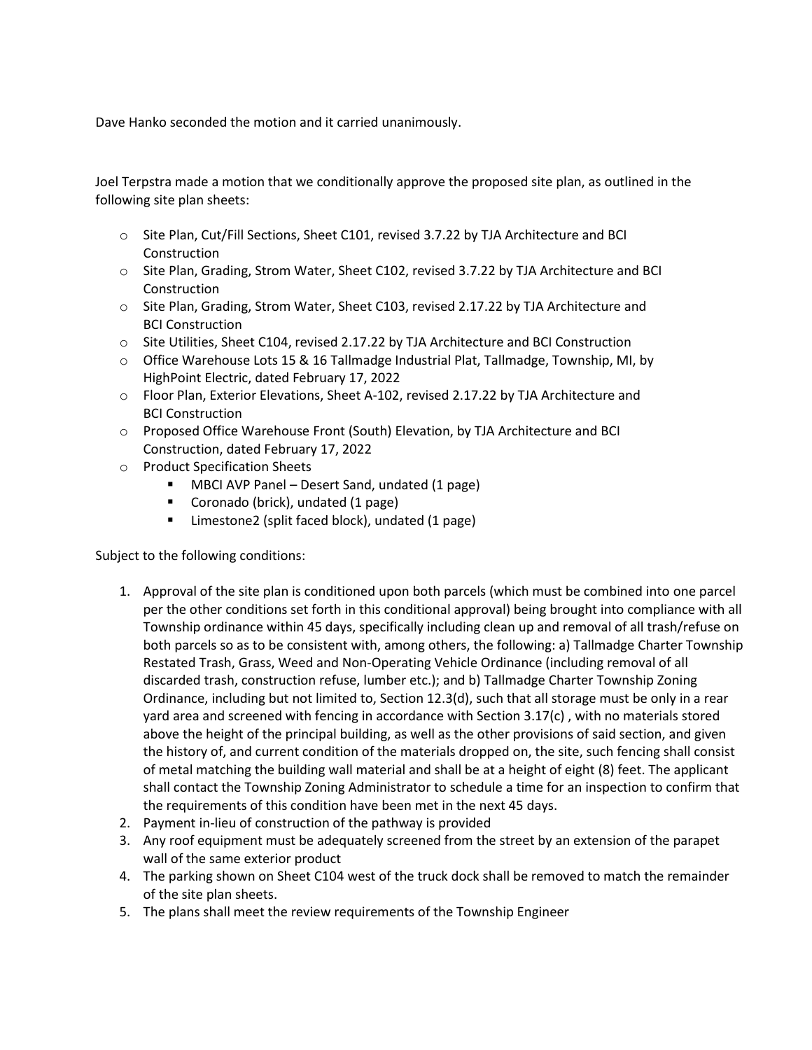Dave Hanko seconded the motion and it carried unanimously.

Joel Terpstra made a motion that we conditionally approve the proposed site plan, as outlined in the following site plan sheets:

- Site Plan, Cut/Fill Sections, Sheet C101, revised 3.7.22 by TJA Architecture and BCI Construction
- Site Plan, Grading, Strom Water, Sheet C102, revised 3.7.22 by TJA Architecture and BCI Construction
- Site Plan, Grading, Strom Water, Sheet C103, revised 2.17.22 by TJA Architecture and BCI Construction
- Site Utilities, Sheet C104, revised 2.17.22 by TJA Architecture and BCI Construction
- Office Warehouse Lots 15 & 16 Tallmadge Industrial Plat, Tallmadge, Township, MI, by HighPoint Electric, dated February 17, 2022
- Floor Plan, Exterior Elevations, Sheet A-102, revised 2.17.22 by TJA Architecture and BCI Construction
- Proposed Office Warehouse Front (South) Elevation, by TJA Architecture and BCI Construction, dated February 17, 2022
- Product Specification Sheets
  - MBCI AVP Panel – Desert Sand, undated (1 page)
  - Coronado (brick), undated (1 page)
  - Limestone2 (split faced block), undated (1 page)

Subject to the following conditions:

1. Approval of the site plan is conditioned upon both parcels (which must be combined into one parcel per the other conditions set forth in this conditional approval) being brought into compliance with all Township ordinance within 45 days, specifically including clean up and removal of all trash/refuse on both parcels so as to be consistent with, among others, the following: a) Tallmadge Charter Township Restated Trash, Grass, Weed and Non-Operating Vehicle Ordinance (including removal of all discarded trash, construction refuse, lumber etc.); and b) Tallmadge Charter Township Zoning Ordinance, including but not limited to, Section 12.3(d), such that all storage must be only in a rear yard area and screened with fencing in accordance with Section 3.17(c) , with no materials stored above the height of the principal building, as well as the other provisions of said section, and given the history of, and current condition of the materials dropped on, the site, such fencing shall consist of metal matching the building wall material and shall be at a height of eight (8) feet. The applicant shall contact the Township Zoning Administrator to schedule a time for an inspection to confirm that the requirements of this condition have been met in the next 45 days.
2. Payment in-lieu of construction of the pathway is provided
3. Any roof equipment must be adequately screened from the street by an extension of the parapet wall of the same exterior product
4. The parking shown on Sheet C104 west of the truck dock shall be removed to match the remainder of the site plan sheets.
5. The plans shall meet the review requirements of the Township Engineer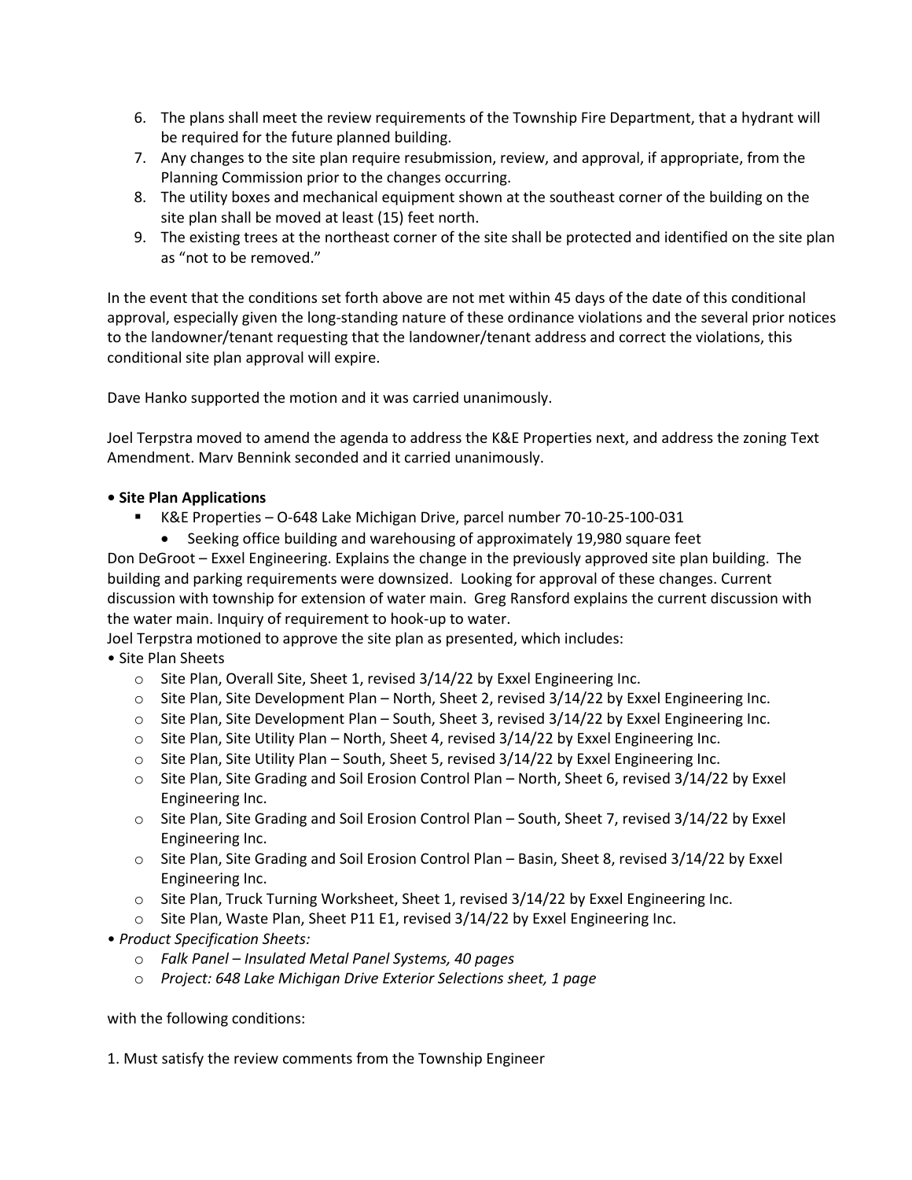6. The plans shall meet the review requirements of the Township Fire Department, that a hydrant will be required for the future planned building.
7. Any changes to the site plan require resubmission, review, and approval, if appropriate, from the Planning Commission prior to the changes occurring.
8. The utility boxes and mechanical equipment shown at the southeast corner of the building on the site plan shall be moved at least (15) feet north.
9. The existing trees at the northeast corner of the site shall be protected and identified on the site plan as "not to be removed."

In the event that the conditions set forth above are not met within 45 days of the date of this conditional approval, especially given the long-standing nature of these ordinance violations and the several prior notices to the landowner/tenant requesting that the landowner/tenant address and correct the violations, this conditional site plan approval will expire.

Dave Hanko supported the motion and it was carried unanimously.

Joel Terpstra moved to amend the agenda to address the K&E Properties next, and address the zoning Text Amendment. Marv Bennink seconded and it carried unanimously.

**• Site Plan Applications**

- K&E Properties – O-648 Lake Michigan Drive, parcel number 70-10-25-100-031
  - Seeking office building and warehousing of approximately 19,980 square feet

Don DeGroot – Exxel Engineering. Explains the change in the previously approved site plan building. The building and parking requirements were downsized. Looking for approval of these changes. Current discussion with township for extension of water main. Greg Ransford explains the current discussion with the water main. Inquiry of requirement to hook-up to water.

Joel Terpstra motioned to approve the site plan as presented, which includes:

• Site Plan Sheets

- Site Plan, Overall Site, Sheet 1, revised 3/14/22 by Exxel Engineering Inc.
- Site Plan, Site Development Plan – North, Sheet 2, revised 3/14/22 by Exxel Engineering Inc.
- Site Plan, Site Development Plan – South, Sheet 3, revised 3/14/22 by Exxel Engineering Inc.
- Site Plan, Site Utility Plan – North, Sheet 4, revised 3/14/22 by Exxel Engineering Inc.
- Site Plan, Site Utility Plan – South, Sheet 5, revised 3/14/22 by Exxel Engineering Inc.
- Site Plan, Site Grading and Soil Erosion Control Plan – North, Sheet 6, revised 3/14/22 by Exxel Engineering Inc.
- Site Plan, Site Grading and Soil Erosion Control Plan – South, Sheet 7, revised 3/14/22 by Exxel Engineering Inc.
- Site Plan, Site Grading and Soil Erosion Control Plan – Basin, Sheet 8, revised 3/14/22 by Exxel Engineering Inc.
- Site Plan, Truck Turning Worksheet, Sheet 1, revised 3/14/22 by Exxel Engineering Inc.
- Site Plan, Waste Plan, Sheet P11 E1, revised 3/14/22 by Exxel Engineering Inc.

• *Product Specification Sheets:*

- *Falk Panel – Insulated Metal Panel Systems, 40 pages*
- *Project: 648 Lake Michigan Drive Exterior Selections sheet, 1 page*

with the following conditions:

1. Must satisfy the review comments from the Township Engineer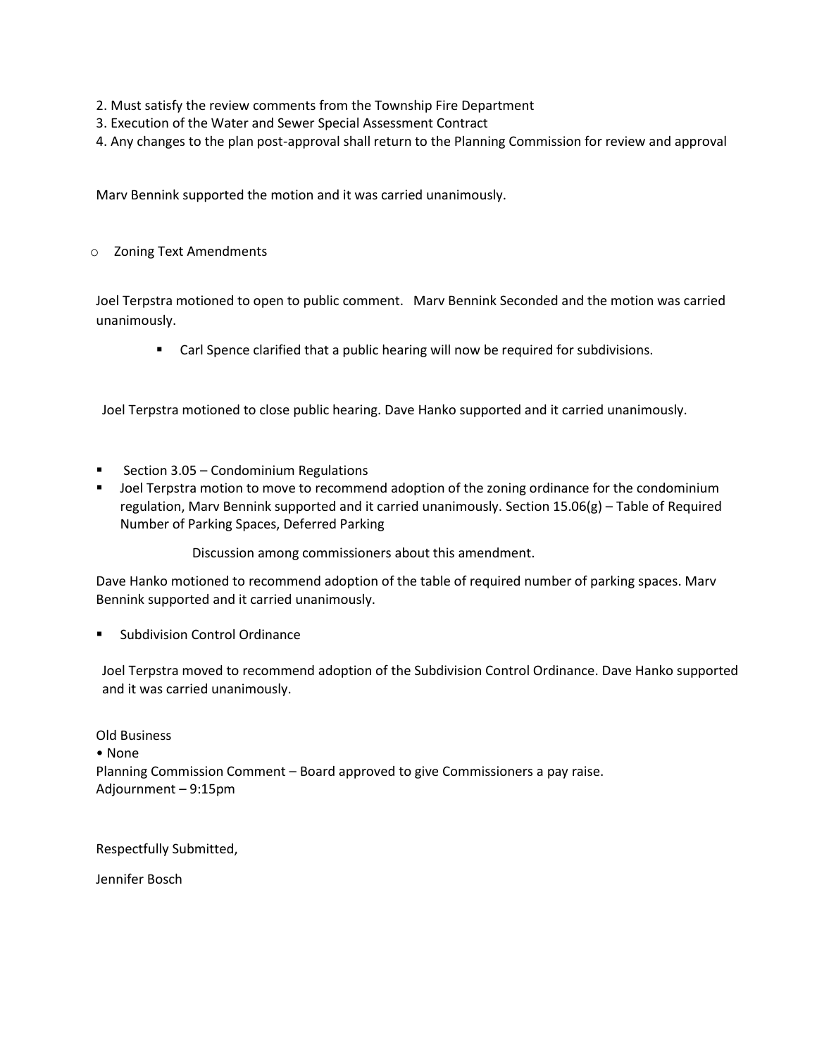2. Must satisfy the review comments from the Township Fire Department
3. Execution of the Water and Sewer Special Assessment Contract
4. Any changes to the plan post-approval shall return to the Planning Commission for review and approval

Marv Bennink supported the motion and it was carried unanimously.

- Zoning Text Amendments

Joel Terpstra motioned to open to public comment. Marv Bennink Seconded and the motion was carried unanimously.

- Carl Spence clarified that a public hearing will now be required for subdivisions.

Joel Terpstra motioned to close public hearing. Dave Hanko supported and it carried unanimously.

- Section 3.05 – Condominium Regulations
- Joel Terpstra motion to move to recommend adoption of the zoning ordinance for the condominium regulation, Marv Bennink supported and it carried unanimously. Section 15.06(g) – Table of Required Number of Parking Spaces, Deferred Parking

Discussion among commissioners about this amendment.

Dave Hanko motioned to recommend adoption of the table of required number of parking spaces. Marv Bennink supported and it carried unanimously.

- Subdivision Control Ordinance

Joel Terpstra moved to recommend adoption of the Subdivision Control Ordinance. Dave Hanko supported and it was carried unanimously.

Old Business
- None

Planning Commission Comment – Board approved to give Commissioners a pay raise.
Adjournment – 9:15pm

Respectfully Submitted,

Jennifer Bosch